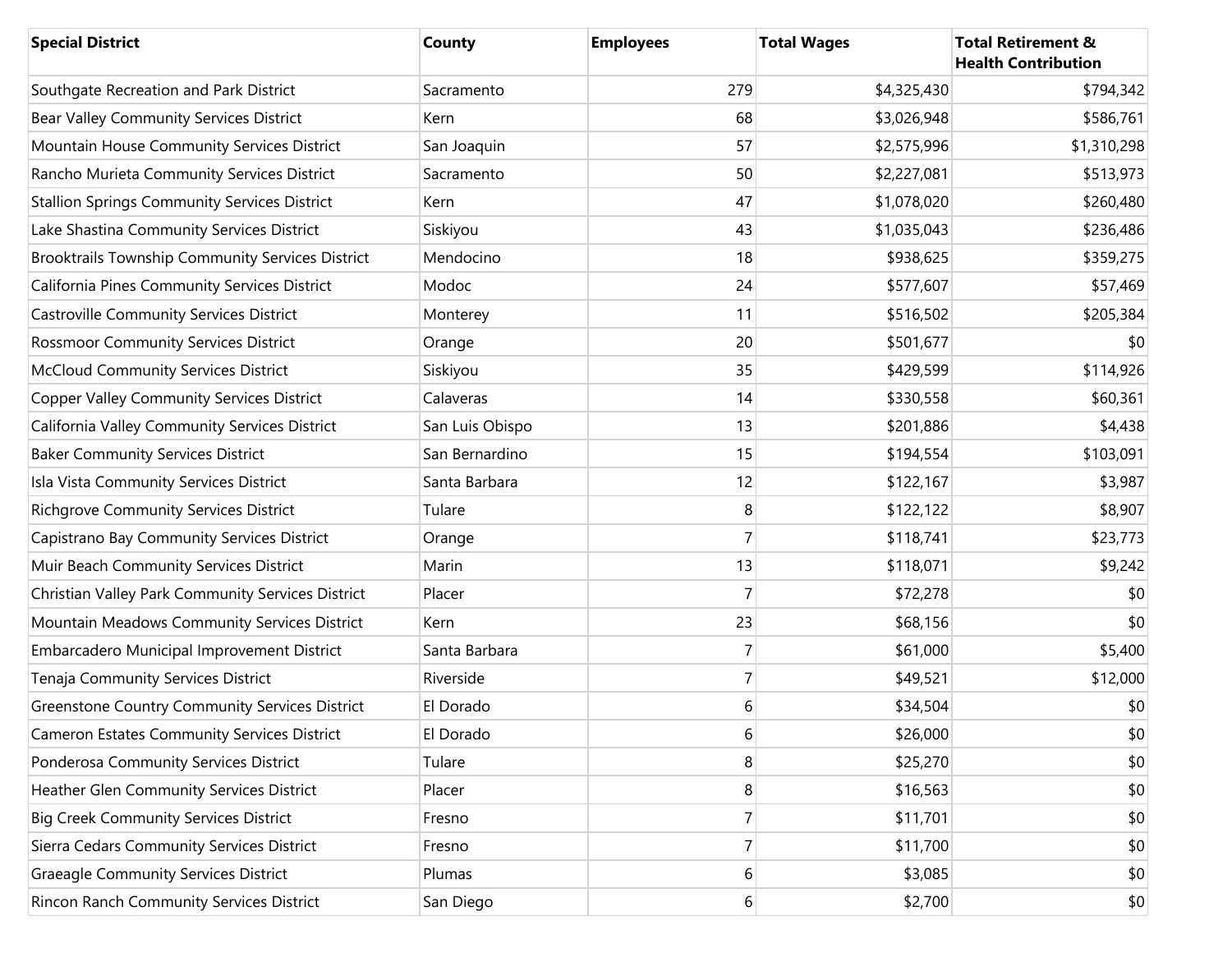| Special District | County | Employees | Total Wages | Total Retirement & Health Contribution |
|---|---|---|---|---|
| Southgate Recreation and Park District | Sacramento | 279 | $4,325,430 | $794,342 |
| Bear Valley Community Services District | Kern | 68 | $3,026,948 | $586,761 |
| Mountain House Community Services District | San Joaquin | 57 | $2,575,996 | $1,310,298 |
| Rancho Murieta Community Services District | Sacramento | 50 | $2,227,081 | $513,973 |
| Stallion Springs Community Services District | Kern | 47 | $1,078,020 | $260,480 |
| Lake Shastina Community Services District | Siskiyou | 43 | $1,035,043 | $236,486 |
| Brooktrails Township Community Services District | Mendocino | 18 | $938,625 | $359,275 |
| California Pines Community Services District | Modoc | 24 | $577,607 | $57,469 |
| Castroville Community Services District | Monterey | 11 | $516,502 | $205,384 |
| Rossmoor Community Services District | Orange | 20 | $501,677 | $0 |
| McCloud Community Services District | Siskiyou | 35 | $429,599 | $114,926 |
| Copper Valley Community Services District | Calaveras | 14 | $330,558 | $60,361 |
| California Valley Community Services District | San Luis Obispo | 13 | $201,886 | $4,438 |
| Baker Community Services District | San Bernardino | 15 | $194,554 | $103,091 |
| Isla Vista Community Services District | Santa Barbara | 12 | $122,167 | $3,987 |
| Richgrove Community Services District | Tulare | 8 | $122,122 | $8,907 |
| Capistrano Bay Community Services District | Orange | 7 | $118,741 | $23,773 |
| Muir Beach Community Services District | Marin | 13 | $118,071 | $9,242 |
| Christian Valley Park Community Services District | Placer | 7 | $72,278 | $0 |
| Mountain Meadows Community Services District | Kern | 23 | $68,156 | $0 |
| Embarcadero Municipal Improvement District | Santa Barbara | 7 | $61,000 | $5,400 |
| Tenaja Community Services District | Riverside | 7 | $49,521 | $12,000 |
| Greenstone Country Community Services District | El Dorado | 6 | $34,504 | $0 |
| Cameron Estates Community Services District | El Dorado | 6 | $26,000 | $0 |
| Ponderosa Community Services District | Tulare | 8 | $25,270 | $0 |
| Heather Glen Community Services District | Placer | 8 | $16,563 | $0 |
| Big Creek Community Services District | Fresno | 7 | $11,701 | $0 |
| Sierra Cedars Community Services District | Fresno | 7 | $11,700 | $0 |
| Graeagle Community Services District | Plumas | 6 | $3,085 | $0 |
| Rincon Ranch Community Services District | San Diego | 6 | $2,700 | $0 |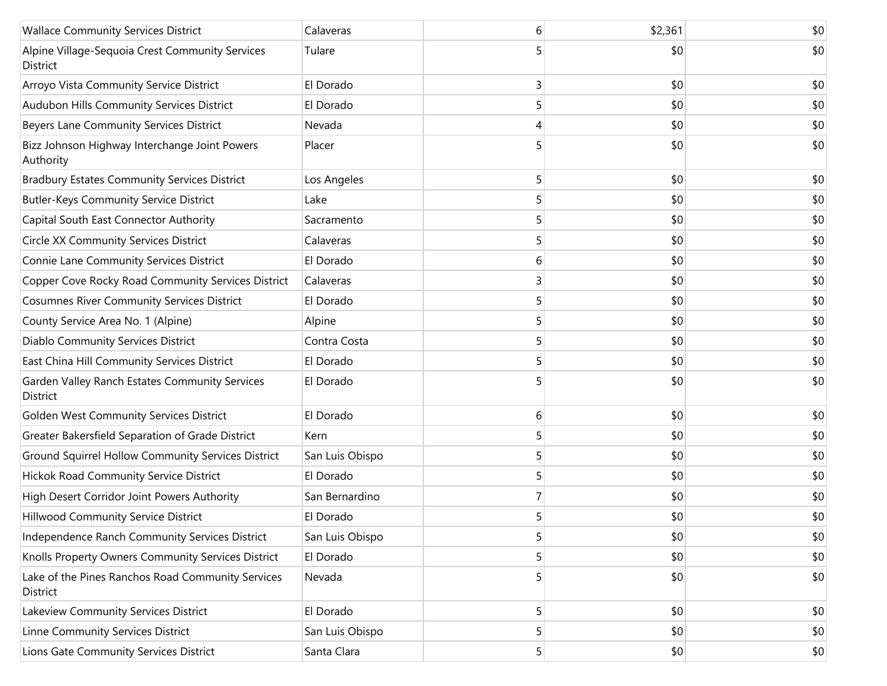| | | | | |
|---|---|---|---|---|
| Wallace Community Services District | Calaveras | 6 | $2,361 | $0 |
| Alpine Village-Sequoia Crest Community Services District | Tulare | 5 | $0 | $0 |
| Arroyo Vista Community Service District | El Dorado | 3 | $0 | $0 |
| Audubon Hills Community Services District | El Dorado | 5 | $0 | $0 |
| Beyers Lane Community Services District | Nevada | 4 | $0 | $0 |
| Bizz Johnson Highway Interchange Joint Powers Authority | Placer | 5 | $0 | $0 |
| Bradbury Estates Community Services District | Los Angeles | 5 | $0 | $0 |
| Butler-Keys Community Service District | Lake | 5 | $0 | $0 |
| Capital South East Connector Authority | Sacramento | 5 | $0 | $0 |
| Circle XX Community Services District | Calaveras | 5 | $0 | $0 |
| Connie Lane Community Services District | El Dorado | 6 | $0 | $0 |
| Copper Cove Rocky Road Community Services District | Calaveras | 3 | $0 | $0 |
| Cosumnes River Community Services District | El Dorado | 5 | $0 | $0 |
| County Service Area No. 1 (Alpine) | Alpine | 5 | $0 | $0 |
| Diablo Community Services District | Contra Costa | 5 | $0 | $0 |
| East China Hill Community Services District | El Dorado | 5 | $0 | $0 |
| Garden Valley Ranch Estates Community Services District | El Dorado | 5 | $0 | $0 |
| Golden West Community Services District | El Dorado | 6 | $0 | $0 |
| Greater Bakersfield Separation of Grade District | Kern | 5 | $0 | $0 |
| Ground Squirrel Hollow Community Services District | San Luis Obispo | 5 | $0 | $0 |
| Hickok Road Community Service District | El Dorado | 5 | $0 | $0 |
| High Desert Corridor Joint Powers Authority | San Bernardino | 7 | $0 | $0 |
| Hillwood Community Service District | El Dorado | 5 | $0 | $0 |
| Independence Ranch Community Services District | San Luis Obispo | 5 | $0 | $0 |
| Knolls Property Owners Community Services District | El Dorado | 5 | $0 | $0 |
| Lake of the Pines Ranchos Road Community Services District | Nevada | 5 | $0 | $0 |
| Lakeview Community Services District | El Dorado | 5 | $0 | $0 |
| Linne Community Services District | San Luis Obispo | 5 | $0 | $0 |
| Lions Gate Community Services District | Santa Clara | 5 | $0 | $0 |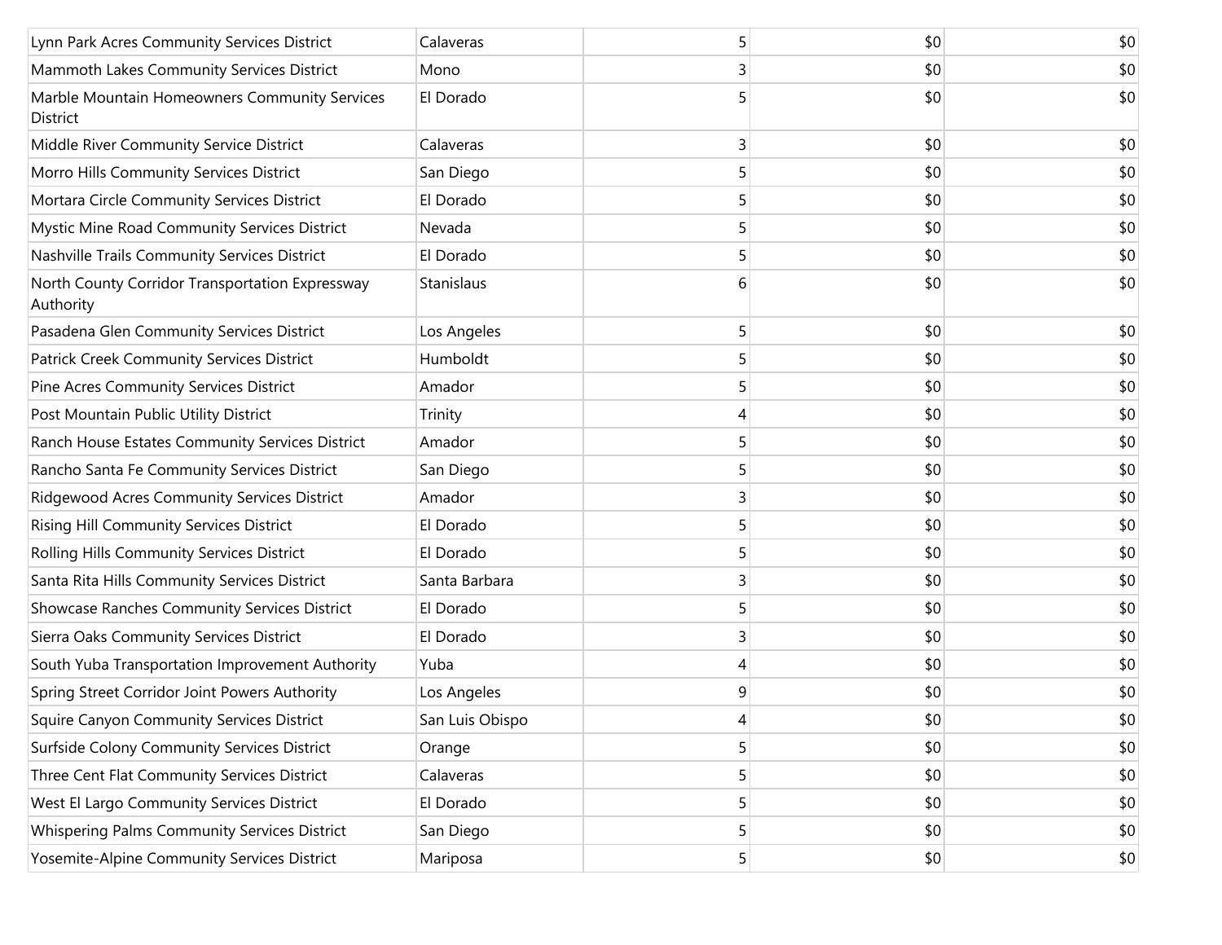| | | | | |
|---|---|---|---|---|
| Lynn Park Acres Community Services District | Calaveras | 5 | $0 | $0 |
| Mammoth Lakes Community Services District | Mono | 3 | $0 | $0 |
| Marble Mountain Homeowners Community Services District | El Dorado | 5 | $0 | $0 |
| Middle River Community Service District | Calaveras | 3 | $0 | $0 |
| Morro Hills Community Services District | San Diego | 5 | $0 | $0 |
| Mortara Circle Community Services District | El Dorado | 5 | $0 | $0 |
| Mystic Mine Road Community Services District | Nevada | 5 | $0 | $0 |
| Nashville Trails Community Services District | El Dorado | 5 | $0 | $0 |
| North County Corridor Transportation Expressway Authority | Stanislaus | 6 | $0 | $0 |
| Pasadena Glen Community Services District | Los Angeles | 5 | $0 | $0 |
| Patrick Creek Community Services District | Humboldt | 5 | $0 | $0 |
| Pine Acres Community Services District | Amador | 5 | $0 | $0 |
| Post Mountain Public Utility District | Trinity | 4 | $0 | $0 |
| Ranch House Estates Community Services District | Amador | 5 | $0 | $0 |
| Rancho Santa Fe Community Services District | San Diego | 5 | $0 | $0 |
| Ridgewood Acres Community Services District | Amador | 3 | $0 | $0 |
| Rising Hill Community Services District | El Dorado | 5 | $0 | $0 |
| Rolling Hills Community Services District | El Dorado | 5 | $0 | $0 |
| Santa Rita Hills Community Services District | Santa Barbara | 3 | $0 | $0 |
| Showcase Ranches Community Services District | El Dorado | 5 | $0 | $0 |
| Sierra Oaks Community Services District | El Dorado | 3 | $0 | $0 |
| South Yuba Transportation Improvement Authority | Yuba | 4 | $0 | $0 |
| Spring Street Corridor Joint Powers Authority | Los Angeles | 9 | $0 | $0 |
| Squire Canyon Community Services District | San Luis Obispo | 4 | $0 | $0 |
| Surfside Colony Community Services District | Orange | 5 | $0 | $0 |
| Three Cent Flat Community Services District | Calaveras | 5 | $0 | $0 |
| West El Largo Community Services District | El Dorado | 5 | $0 | $0 |
| Whispering Palms Community Services District | San Diego | 5 | $0 | $0 |
| Yosemite-Alpine Community Services District | Mariposa | 5 | $0 | $0 |